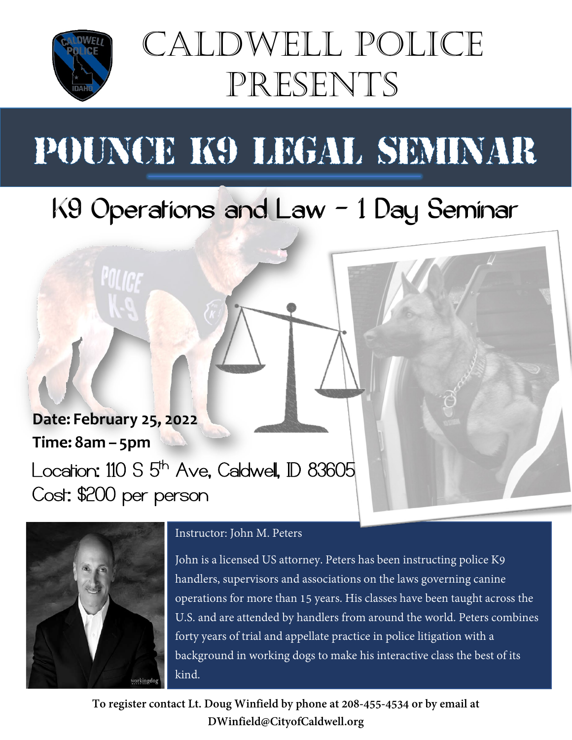# Caldwell Police Presents

# POUNCE K9 LEGAL SEMINAR

## K9 Operations and Law – 1 Day Seminar

**Date: February 25, 2022**

**Time: 8am – 5pm**

Location: 110 S 5th Ave, Caldwell, ID 83605

Cost: $200 per person

Instructor: John M. Peters

John is a licensed US attorney. Peters has been instructing police K9 handlers, supervisors and associations on the laws governing canine operations for more than 15 years. His classes have been taught across the U.S. and are attended by handlers from around the world. Peters combines forty years of trial and appellate practice in police litigation with a background in working dogs to make his interactive class the best of its kind.

**To register contact Lt. Doug Winfield by phone at 208-455-4534 or by email at DWinfield@CityofCaldwell.org**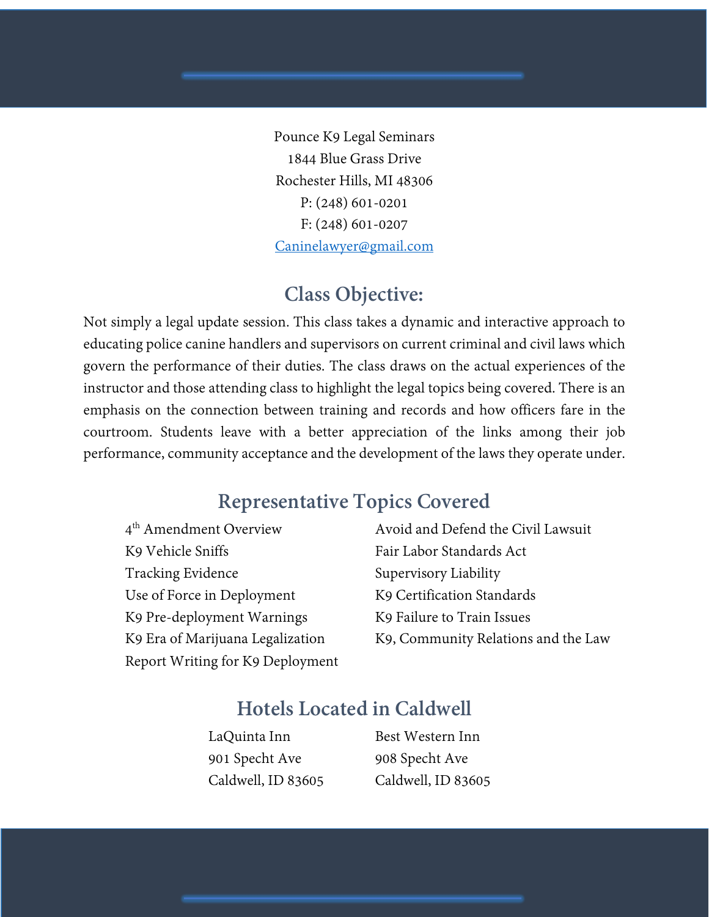Pounce K9 Legal Seminars
1844 Blue Grass Drive
Rochester Hills, MI 48306
P: (248) 601-0201
F: (248) 601-0207
Caninelawyer@gmail.com

## Class Objective:

Not simply a legal update session. This class takes a dynamic and interactive approach to educating police canine handlers and supervisors on current criminal and civil laws which govern the performance of their duties. The class draws on the actual experiences of the instructor and those attending class to highlight the legal topics being covered. There is an emphasis on the connection between training and records and how officers fare in the courtroom. Students leave with a better appreciation of the links among their job performance, community acceptance and the development of the laws they operate under.

## Representative Topics Covered

- 4th Amendment Overview
- K9 Vehicle Sniffs
- Tracking Evidence
- Use of Force in Deployment
- K9 Pre-deployment Warnings
- K9 Era of Marijuana Legalization
- Report Writing for K9 Deployment
- Avoid and Defend the Civil Lawsuit
- Fair Labor Standards Act
- Supervisory Liability
- K9 Certification Standards
- K9 Failure to Train Issues
- K9, Community Relations and the Law

## Hotels Located in Caldwell

LaQuinta Inn
901 Specht Ave
Caldwell, ID 83605

Best Western Inn
908 Specht Ave
Caldwell, ID 83605